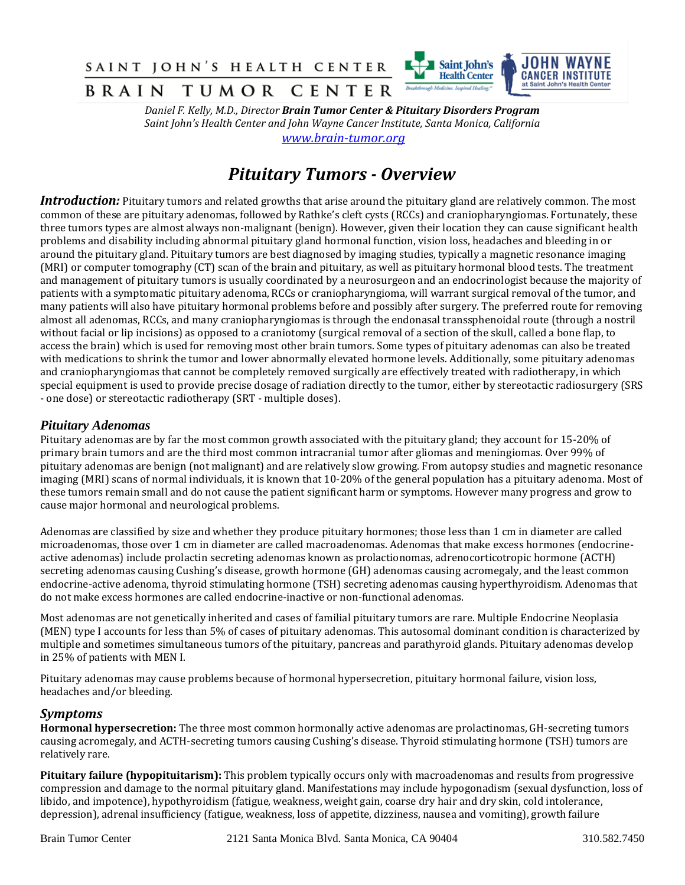SAINT JOHN'S HEALTH CENTER

BRAIN TUMOR CENTER

*Daniel F. Kelly, M.D., Director* ***Brain Tumor Center & Pituitary Disorders Program***
*Saint John's Health Center and John Wayne Cancer Institute, Santa Monica, California*
*[www.brain-tumor.org](http://www.brain-tumor.org)*

# *Pituitary Tumors - Overview*

***Introduction:*** Pituitary tumors and related growths that arise around the pituitary gland are relatively common. The most common of these are pituitary adenomas, followed by Rathke's cleft cysts (RCCs) and craniopharyngiomas. Fortunately, these three tumors types are almost always non-malignant (benign). However, given their location they can cause significant health problems and disability including abnormal pituitary gland hormonal function, vision loss, headaches and bleeding in or around the pituitary gland. Pituitary tumors are best diagnosed by imaging studies, typically a magnetic resonance imaging (MRI) or computer tomography (CT) scan of the brain and pituitary, as well as pituitary hormonal blood tests. The treatment and management of pituitary tumors is usually coordinated by a neurosurgeon and an endocrinologist because the majority of patients with a symptomatic pituitary adenoma, RCCs or craniopharyngioma, will warrant surgical removal of the tumor, and many patients will also have pituitary hormonal problems before and possibly after surgery. The preferred route for removing almost all adenomas, RCCs, and many craniopharyngiomas is through the endonasal transsphenoidal route (through a nostril without facial or lip incisions) as opposed to a craniotomy (surgical removal of a section of the skull, called a bone flap, to access the brain) which is used for removing most other brain tumors. Some types of pituitary adenomas can also be treated with medications to shrink the tumor and lower abnormally elevated hormone levels. Additionally, some pituitary adenomas and craniopharyngiomas that cannot be completely removed surgically are effectively treated with radiotherapy, in which special equipment is used to provide precise dosage of radiation directly to the tumor, either by stereotactic radiosurgery (SRS - one dose) or stereotactic radiotherapy (SRT - multiple doses).

## *Pituitary Adenomas*

Pituitary adenomas are by far the most common growth associated with the pituitary gland; they account for 15-20% of primary brain tumors and are the third most common intracranial tumor after gliomas and meningiomas. Over 99% of pituitary adenomas are benign (not malignant) and are relatively slow growing. From autopsy studies and magnetic resonance imaging (MRI) scans of normal individuals, it is known that 10-20% of the general population has a pituitary adenoma. Most of these tumors remain small and do not cause the patient significant harm or symptoms. However many progress and grow to cause major hormonal and neurological problems.

Adenomas are classified by size and whether they produce pituitary hormones; those less than 1 cm in diameter are called microadenomas, those over 1 cm in diameter are called macroadenomas. Adenomas that make excess hormones (endocrine-active adenomas) include prolactin secreting adenomas known as prolactionomas, adrenocorticotropic hormone (ACTH) secreting adenomas causing Cushing's disease, growth hormone (GH) adenomas causing acromegaly, and the least common endocrine-active adenoma, thyroid stimulating hormone (TSH) secreting adenomas causing hyperthyroidism. Adenomas that do not make excess hormones are called endocrine-inactive or non-functional adenomas.

Most adenomas are not genetically inherited and cases of familial pituitary tumors are rare. Multiple Endocrine Neoplasia (MEN) type I accounts for less than 5% of cases of pituitary adenomas. This autosomal dominant condition is characterized by multiple and sometimes simultaneous tumors of the pituitary, pancreas and parathyroid glands. Pituitary adenomas develop in 25% of patients with MEN I.

Pituitary adenomas may cause problems because of hormonal hypersecretion, pituitary hormonal failure, vision loss, headaches and/or bleeding.

## *Symptoms*

**Hormonal hypersecretion:** The three most common hormonally active adenomas are prolactinomas, GH-secreting tumors causing acromegaly, and ACTH-secreting tumors causing Cushing's disease. Thyroid stimulating hormone (TSH) tumors are relatively rare.

**Pituitary failure (hypopituitarism):** This problem typically occurs only with macroadenomas and results from progressive compression and damage to the normal pituitary gland. Manifestations may include hypogonadism (sexual dysfunction, loss of libido, and impotence), hypothyroidism (fatigue, weakness, weight gain, coarse dry hair and dry skin, cold intolerance, depression), adrenal insufficiency (fatigue, weakness, loss of appetite, dizziness, nausea and vomiting), growth failure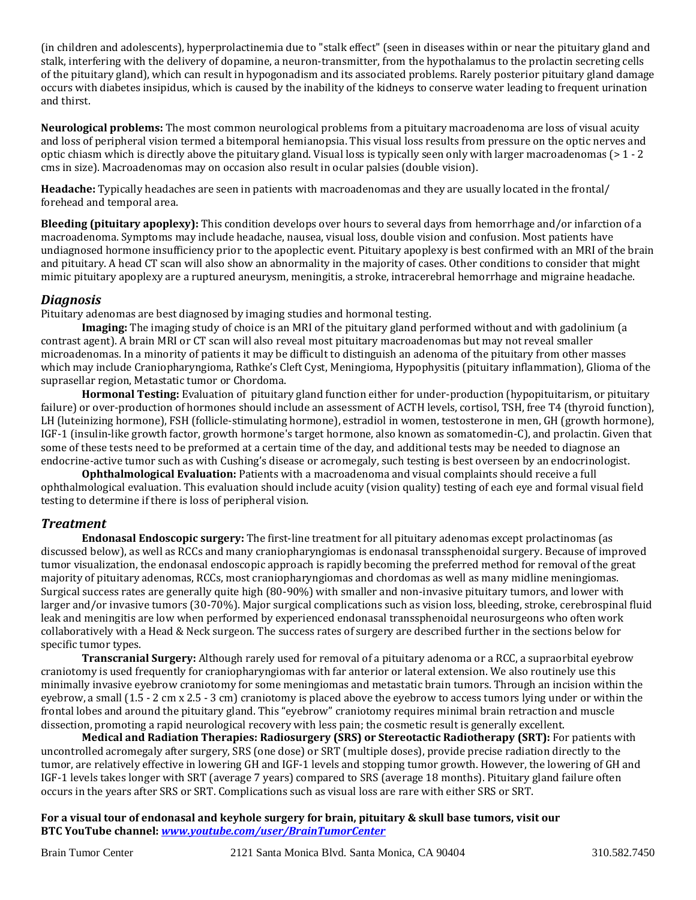(in children and adolescents), hyperprolactinemia due to "stalk effect" (seen in diseases within or near the pituitary gland and stalk, interfering with the delivery of dopamine, a neuron-transmitter, from the hypothalamus to the prolactin secreting cells of the pituitary gland), which can result in hypogonadism and its associated problems. Rarely posterior pituitary gland damage occurs with diabetes insipidus, which is caused by the inability of the kidneys to conserve water leading to frequent urination and thirst.

**Neurological problems:** The most common neurological problems from a pituitary macroadenoma are loss of visual acuity and loss of peripheral vision termed a bitemporal hemianopsia. This visual loss results from pressure on the optic nerves and optic chiasm which is directly above the pituitary gland. Visual loss is typically seen only with larger macroadenomas (> 1 - 2 cms in size). Macroadenomas may on occasion also result in ocular palsies (double vision).

**Headache:** Typically headaches are seen in patients with macroadenomas and they are usually located in the frontal/ forehead and temporal area.

**Bleeding (pituitary apoplexy):** This condition develops over hours to several days from hemorrhage and/or infarction of a macroadenoma. Symptoms may include headache, nausea, visual loss, double vision and confusion. Most patients have undiagnosed hormone insufficiency prior to the apoplectic event. Pituitary apoplexy is best confirmed with an MRI of the brain and pituitary. A head CT scan will also show an abnormality in the majority of cases. Other conditions to consider that might mimic pituitary apoplexy are a ruptured aneurysm, meningitis, a stroke, intracerebral hemorrhage and migraine headache.

## *Diagnosis*

Pituitary adenomas are best diagnosed by imaging studies and hormonal testing.

**Imaging:** The imaging study of choice is an MRI of the pituitary gland performed without and with gadolinium (a contrast agent). A brain MRI or CT scan will also reveal most pituitary macroadenomas but may not reveal smaller microadenomas. In a minority of patients it may be difficult to distinguish an adenoma of the pituitary from other masses which may include Craniopharyngioma, Rathke's Cleft Cyst, Meningioma, Hypophysitis (pituitary inflammation), Glioma of the suprasellar region, Metastatic tumor or Chordoma.

**Hormonal Testing:** Evaluation of pituitary gland function either for under-production (hypopituitarism, or pituitary failure) or over-production of hormones should include an assessment of ACTH levels, cortisol, TSH, free T4 (thyroid function), LH (luteinizing hormone), FSH (follicle-stimulating hormone), estradiol in women, testosterone in men, GH (growth hormone), IGF-1 (insulin-like growth factor, growth hormone's target hormone, also known as somatomedin-C), and prolactin. Given that some of these tests need to be preformed at a certain time of the day, and additional tests may be needed to diagnose an endocrine-active tumor such as with Cushing's disease or acromegaly, such testing is best overseen by an endocrinologist.

**Ophthalmological Evaluation:** Patients with a macroadenoma and visual complaints should receive a full ophthalmological evaluation. This evaluation should include acuity (vision quality) testing of each eye and formal visual field testing to determine if there is loss of peripheral vision.

## *Treatment*

**Endonasal Endoscopic surgery:** The first-line treatment for all pituitary adenomas except prolactinomas (as discussed below), as well as RCCs and many craniopharyngiomas is endonasal transsphenoidal surgery. Because of improved tumor visualization, the endonasal endoscopic approach is rapidly becoming the preferred method for removal of the great majority of pituitary adenomas, RCCs, most craniopharyngiomas and chordomas as well as many midline meningiomas. Surgical success rates are generally quite high (80-90%) with smaller and non-invasive pituitary tumors, and lower with larger and/or invasive tumors (30-70%). Major surgical complications such as vision loss, bleeding, stroke, cerebrospinal fluid leak and meningitis are low when performed by experienced endonasal transsphenoidal neurosurgeons who often work collaboratively with a Head & Neck surgeon. The success rates of surgery are described further in the sections below for specific tumor types.

**Transcranial Surgery:** Although rarely used for removal of a pituitary adenoma or a RCC, a supraorbital eyebrow craniotomy is used frequently for craniopharyngiomas with far anterior or lateral extension. We also routinely use this minimally invasive eyebrow craniotomy for some meningiomas and metastatic brain tumors. Through an incision within the eyebrow, a small (1.5 - 2 cm x 2.5 - 3 cm) craniotomy is placed above the eyebrow to access tumors lying under or within the frontal lobes and around the pituitary gland. This "eyebrow" craniotomy requires minimal brain retraction and muscle dissection, promoting a rapid neurological recovery with less pain; the cosmetic result is generally excellent.

**Medical and Radiation Therapies: Radiosurgery (SRS) or Stereotactic Radiotherapy (SRT):** For patients with uncontrolled acromegaly after surgery, SRS (one dose) or SRT (multiple doses), provide precise radiation directly to the tumor, are relatively effective in lowering GH and IGF-1 levels and stopping tumor growth. However, the lowering of GH and IGF-1 levels takes longer with SRT (average 7 years) compared to SRS (average 18 months). Pituitary gland failure often occurs in the years after SRS or SRT. Complications such as visual loss are rare with either SRS or SRT.

**For a visual tour of endonasal and keyhole surgery for brain, pituitary & skull base tumors, visit our BTC YouTube channel:** ***www.youtube.com/user/BrainTumorCenter***

Brain Tumor Center 2121 Santa Monica Blvd. Santa Monica, CA 90404 310.582.7450